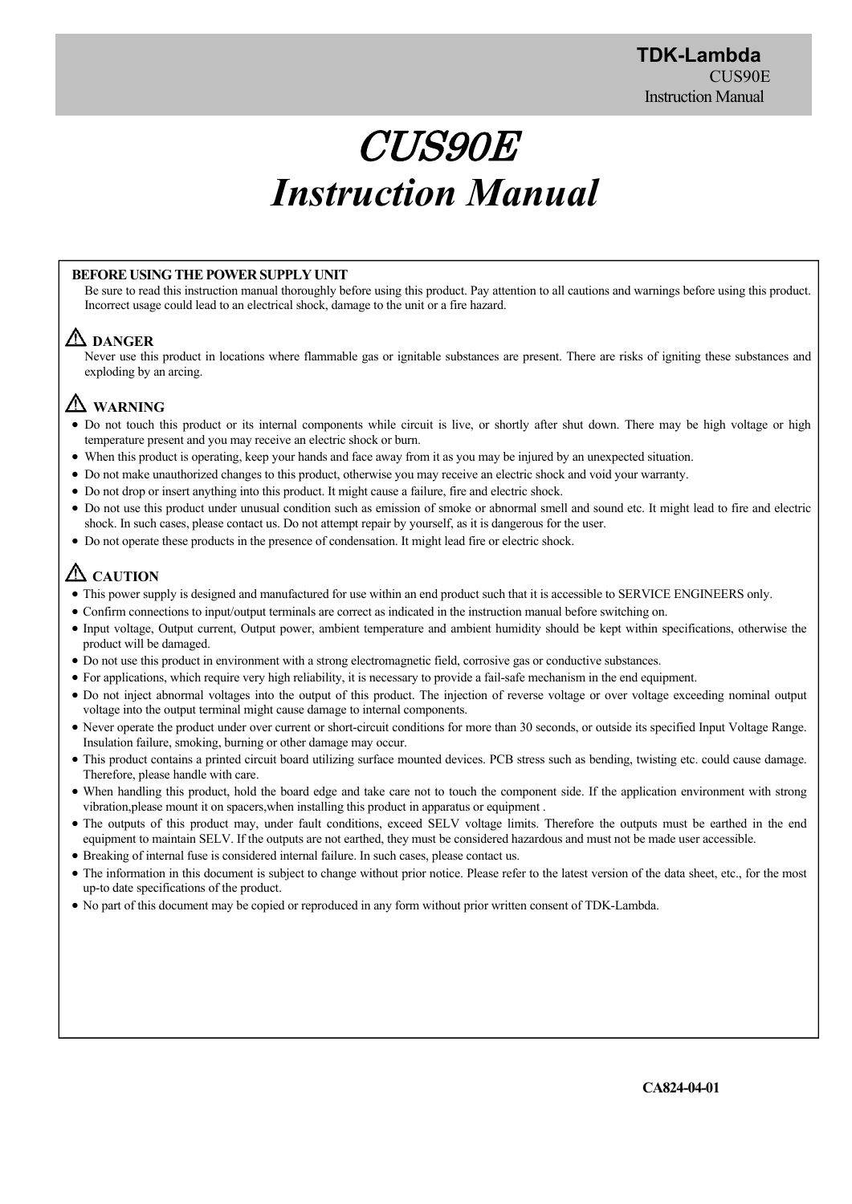# *CUS90E*
# *Instruction Manual*

**BEFORE USING THE POWER SUPPLY UNIT**

Be sure to read this instruction manual thoroughly before using this product. Pay attention to all cautions and warnings before using this product. Incorrect usage could lead to an electrical shock, damage to the unit or a fire hazard.

### ⚠ DANGER

Never use this product in locations where flammable gas or ignitable substances are present. There are risks of igniting these substances and exploding by an arcing.

### ⚠ WARNING

- Do not touch this product or its internal components while circuit is live, or shortly after shut down. There may be high voltage or high temperature present and you may receive an electric shock or burn.
- When this product is operating, keep your hands and face away from it as you may be injured by an unexpected situation.
- Do not make unauthorized changes to this product, otherwise you may receive an electric shock and void your warranty.
- Do not drop or insert anything into this product. It might cause a failure, fire and electric shock.
- Do not use this product under unusual condition such as emission of smoke or abnormal smell and sound etc. It might lead to fire and electric shock. In such cases, please contact us. Do not attempt repair by yourself, as it is dangerous for the user.
- Do not operate these products in the presence of condensation. It might lead fire or electric shock.

### ⚠ CAUTION

- This power supply is designed and manufactured for use within an end product such that it is accessible to SERVICE ENGINEERS only.
- Confirm connections to input/output terminals are correct as indicated in the instruction manual before switching on.
- Input voltage, Output current, Output power, ambient temperature and ambient humidity should be kept within specifications, otherwise the product will be damaged.
- Do not use this product in environment with a strong electromagnetic field, corrosive gas or conductive substances.
- For applications, which require very high reliability, it is necessary to provide a fail-safe mechanism in the end equipment.
- Do not inject abnormal voltages into the output of this product. The injection of reverse voltage or over voltage exceeding nominal output voltage into the output terminal might cause damage to internal components.
- Never operate the product under over current or short-circuit conditions for more than 30 seconds, or outside its specified Input Voltage Range. Insulation failure, smoking, burning or other damage may occur.
- This product contains a printed circuit board utilizing surface mounted devices. PCB stress such as bending, twisting etc. could cause damage. Therefore, please handle with care.
- When handling this product, hold the board edge and take care not to touch the component side. If the application environment with strong vibration,please mount it on spacers,when installing this product in apparatus or equipment .
- The outputs of this product may, under fault conditions, exceed SELV voltage limits. Therefore the outputs must be earthed in the end equipment to maintain SELV. If the outputs are not earthed, they must be considered hazardous and must not be made user accessible.
- Breaking of internal fuse is considered internal failure. In such cases, please contact us.
- The information in this document is subject to change without prior notice. Please refer to the latest version of the data sheet, etc., for the most up-to date specifications of the product.
- No part of this document may be copied or reproduced in any form without prior written consent of TDK-Lambda.

**CA824-04-01**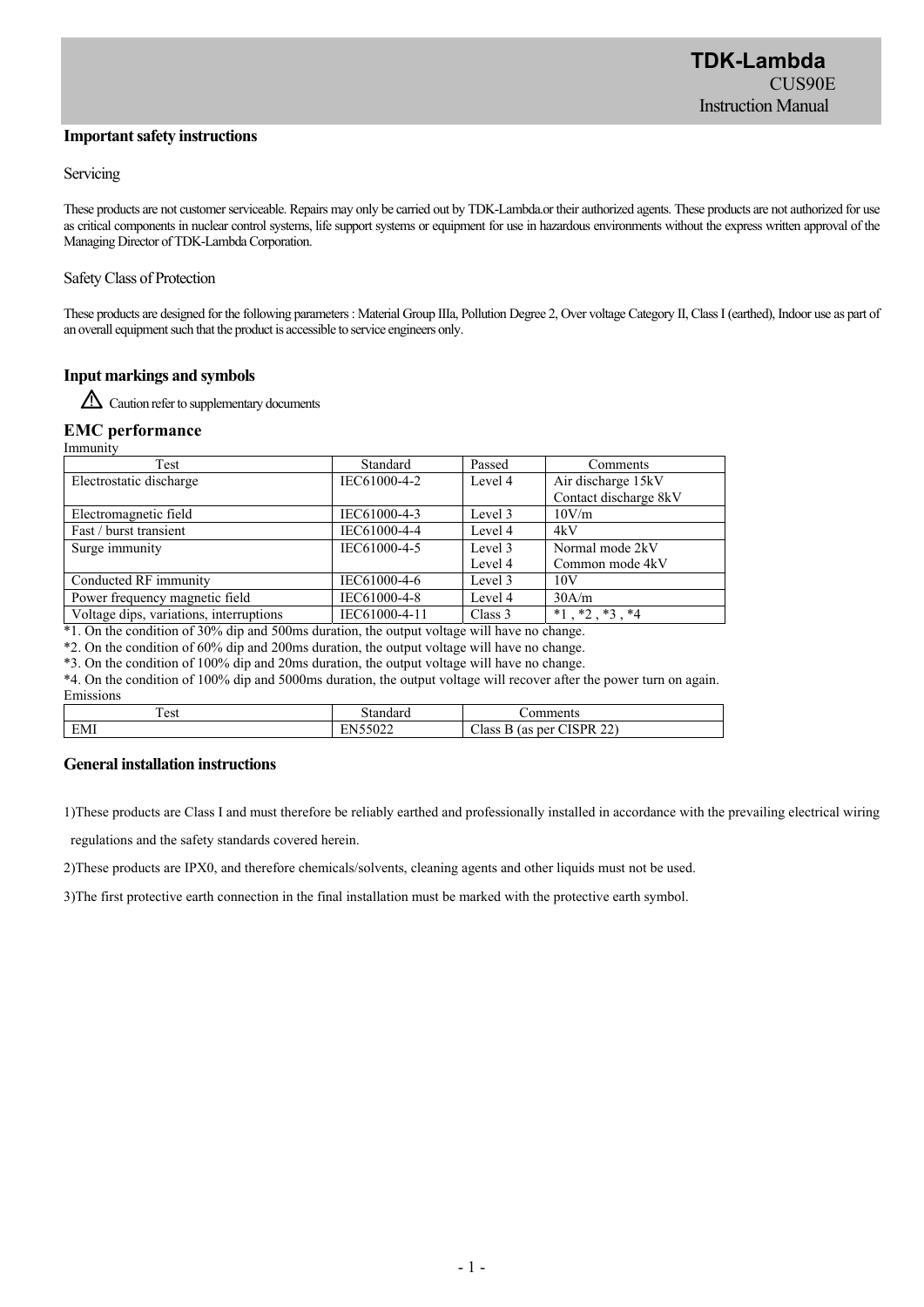## Important safety instructions

### Servicing

These products are not customer serviceable. Repairs may only be carried out by TDK-Lambda.or their authorized agents. These products are not authorized for use as critical components in nuclear control systems, life support systems or equipment for use in hazardous environments without the express written approval of the Managing Director of TDK-Lambda Corporation.

### Safety Class of Protection

These products are designed for the following parameters : Material Group IIIa, Pollution Degree 2, Over voltage Category II, Class I (earthed), Indoor use as part of an overall equipment such that the product is accessible to service engineers only.

## Input markings and symbols

⚠ Caution refer to supplementary documents

## EMC performance

Immunity

| Test | Standard | Passed | Comments |
|---|---|---|---|
| Electrostatic discharge | IEC61000-4-2 | Level 4 | Air discharge 15kV<br>Contact discharge 8kV |
| Electromagnetic field | IEC61000-4-3 | Level 3 | 10V/m |
| Fast / burst transient | IEC61000-4-4 | Level 4 | 4kV |
| Surge immunity | IEC61000-4-5 | Level 3<br>Level 4 | Normal mode 2kV<br>Common mode 4kV |
| Conducted RF immunity | IEC61000-4-6 | Level 3 | 10V |
| Power frequency magnetic field | IEC61000-4-8 | Level 4 | 30A/m |
| Voltage dips, variations, interruptions | IEC61000-4-11 | Class 3 | *1 , *2 , *3 , *4 |

*1. On the condition of 30% dip and 500ms duration, the output voltage will have no change.

*2. On the condition of 60% dip and 200ms duration, the output voltage will have no change.

*3. On the condition of 100% dip and 20ms duration, the output voltage will have no change.

*4. On the condition of 100% dip and 5000ms duration, the output voltage will recover after the power turn on again.

Emissions

| Test | Standard | Comments |
|---|---|---|
| EMI | EN55022 | Class B (as per CISPR 22) |

## General installation instructions

1)These products are Class I and must therefore be reliably earthed and professionally installed in accordance with the prevailing electrical wiring regulations and the safety standards covered herein.

2)These products are IPX0, and therefore chemicals/solvents, cleaning agents and other liquids must not be used.

3)The first protective earth connection in the final installation must be marked with the protective earth symbol.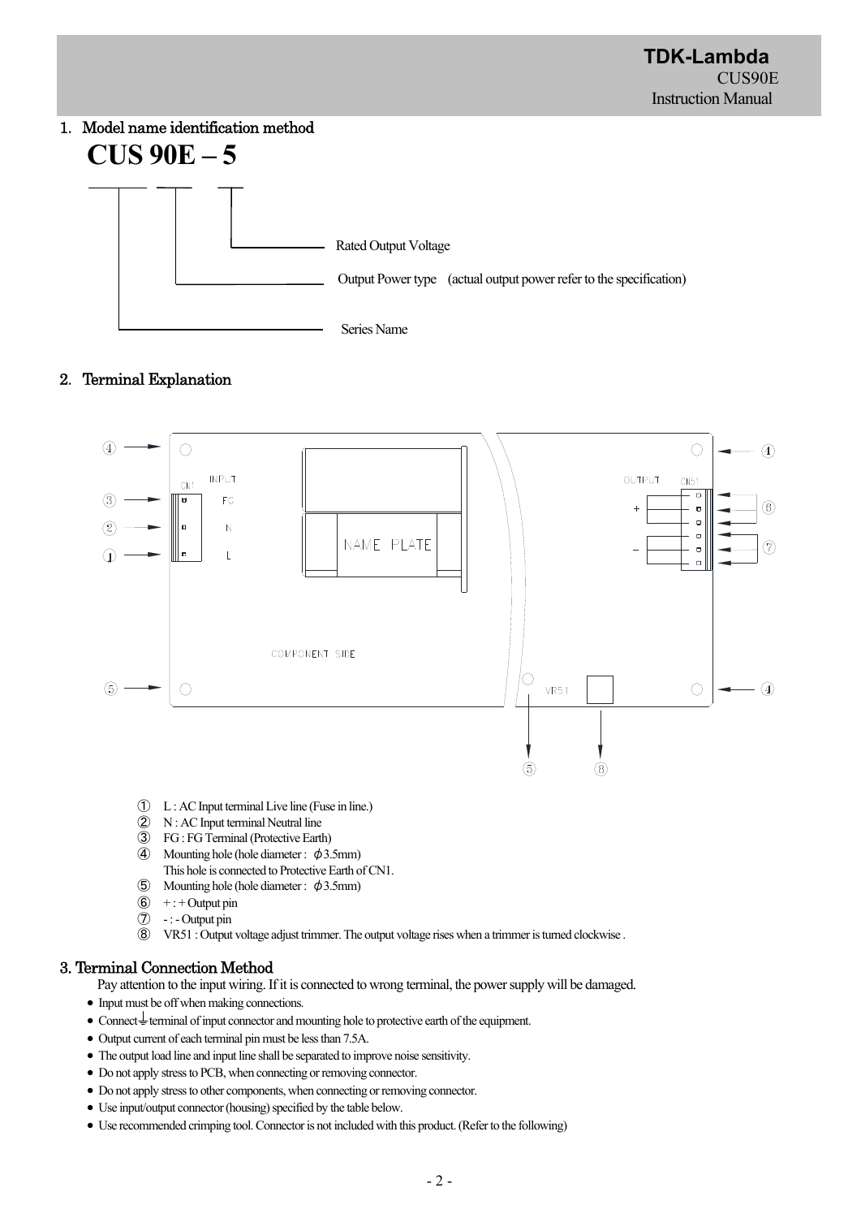## 1. Model name identification method

**CUS 90E – 5**

- CUS: Series Name
- 90E: Output Power type (actual output power refer to the specification)
- 5: Rated Output Voltage

## 2. Terminal Explanation

① L : AC Input terminal Live line (Fuse in line.)
② N : AC Input terminal Neutral line
③ FG : FG Terminal (Protective Earth)
④ Mounting hole (hole diameter : ϕ3.5mm)
This hole is connected to Protective Earth of CN1.
⑤ Mounting hole (hole diameter : ϕ3.5mm)
⑥ + : + Output pin
⑦ - : - Output pin
⑧ VR51 : Output voltage adjust trimmer. The output voltage rises when a trimmer is turned clockwise .

## 3. Terminal Connection Method

Pay attention to the input wiring. If it is connected to wrong terminal, the power supply will be damaged.

- Input must be off when making connections.
- Connect ⏚ terminal of input connector and mounting hole to protective earth of the equipment.
- Output current of each terminal pin must be less than 7.5A.
- The output load line and input line shall be separated to improve noise sensitivity.
- Do not apply stress to PCB, when connecting or removing connector.
- Do not apply stress to other components, when connecting or removing connector.
- Use input/output connector (housing) specified by the table below.
- Use recommended crimping tool. Connector is not included with this product. (Refer to the following)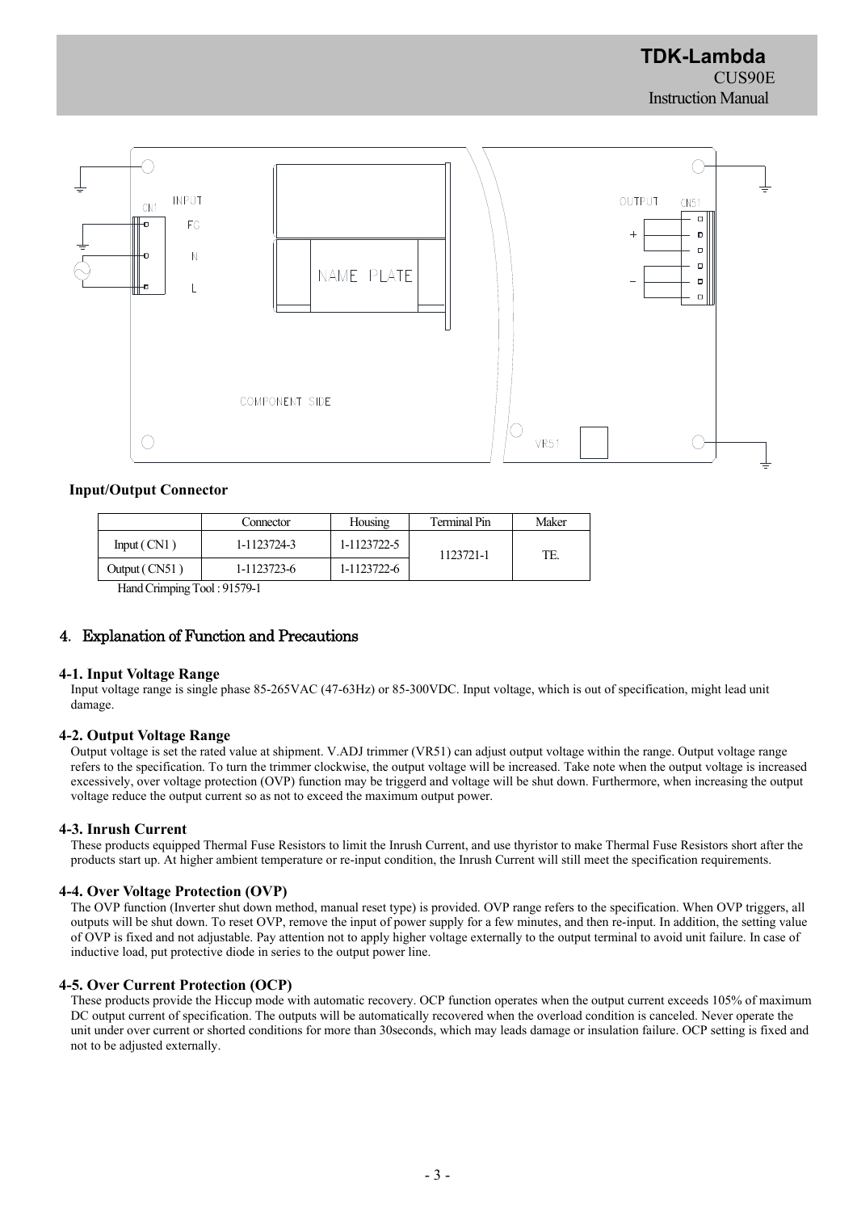**Input/Output Connector**

| | Connector | Housing | Terminal Pin | Maker |
|---|---|---|---|---|
| Input ( CN1 ) | 1-1123724-3 | 1-1123722-5 | 1123721-1 | TE. |
| Output ( CN51 ) | 1-1123723-6 | 1-1123722-6 | | |

Hand Crimping Tool : 91579-1

## 4. Explanation of Function and Precautions

### 4-1. Input Voltage Range

Input voltage range is single phase 85-265VAC (47-63Hz) or 85-300VDC. Input voltage, which is out of specification, might lead unit damage.

### 4-2. Output Voltage Range

Output voltage is set the rated value at shipment. V.ADJ trimmer (VR51) can adjust output voltage within the range. Output voltage range refers to the specification. To turn the trimmer clockwise, the output voltage will be increased. Take note when the output voltage is increased excessively, over voltage protection (OVP) function may be triggerd and voltage will be shut down. Furthermore, when increasing the output voltage reduce the output current so as not to exceed the maximum output power.

### 4-3. Inrush Current

These products equipped Thermal Fuse Resistors to limit the Inrush Current, and use thyristor to make Thermal Fuse Resistors short after the products start up. At higher ambient temperature or re-input condition, the Inrush Current will still meet the specification requirements.

### 4-4. Over Voltage Protection (OVP)

The OVP function (Inverter shut down method, manual reset type) is provided. OVP range refers to the specification. When OVP triggers, all outputs will be shut down. To reset OVP, remove the input of power supply for a few minutes, and then re-input. In addition, the setting value of OVP is fixed and not adjustable. Pay attention not to apply higher voltage externally to the output terminal to avoid unit failure. In case of inductive load, put protective diode in series to the output power line.

### 4-5. Over Current Protection (OCP)

These products provide the Hiccup mode with automatic recovery. OCP function operates when the output current exceeds 105% of maximum DC output current of specification. The outputs will be automatically recovered when the overload condition is canceled. Never operate the unit under over current or shorted conditions for more than 30seconds, which may leads damage or insulation failure. OCP setting is fixed and not to be adjusted externally.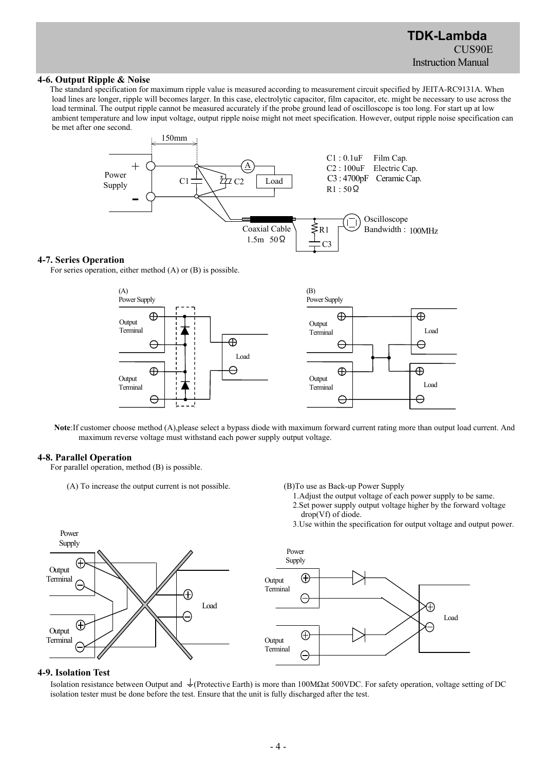## 4-6. Output Ripple & Noise

The standard specification for maximum ripple value is measured according to measurement circuit specified by JEITA-RC9131A. When load lines are longer, ripple will becomes larger. In this case, electrolytic capacitor, film capacitor, etc. might be necessary to use across the load terminal. The output ripple cannot be measured accurately if the probe ground lead of oscilloscope is too long. For start up at low ambient temperature and low input voltage, output ripple noise might not meet specification. However, output ripple noise specification can be met after one second.

C1 : 0.1uF Film Cap.
C2 : 100uF Electric Cap.
C3 : 4700pF Ceramic Cap.
R1 : 50Ω

Coaxial Cable 1.5m 50Ω

Oscilloscope Bandwidth : 100MHz

## 4-7. Series Operation

For series operation, either method (A) or (B) is possible.

**Note**:If customer choose method (A),please select a bypass diode with maximum forward current rating more than output load current. And maximum reverse voltage must withstand each power supply output voltage.

## 4-8. Parallel Operation

For parallel operation, method (B) is possible.

(A) To increase the output current is not possible.

(B)To use as Back-up Power Supply

1. Adjust the output voltage of each power supply to be same.
2. Set power supply output voltage higher by the forward voltage drop(Vf) of diode.
3. Use within the specification for output voltage and output power.

## 4-9. Isolation Test

Isolation resistance between Output and ⏚(Protective Earth) is more than 100MΩat 500VDC. For safety operation, voltage setting of DC isolation tester must be done before the test. Ensure that the unit is fully discharged after the test.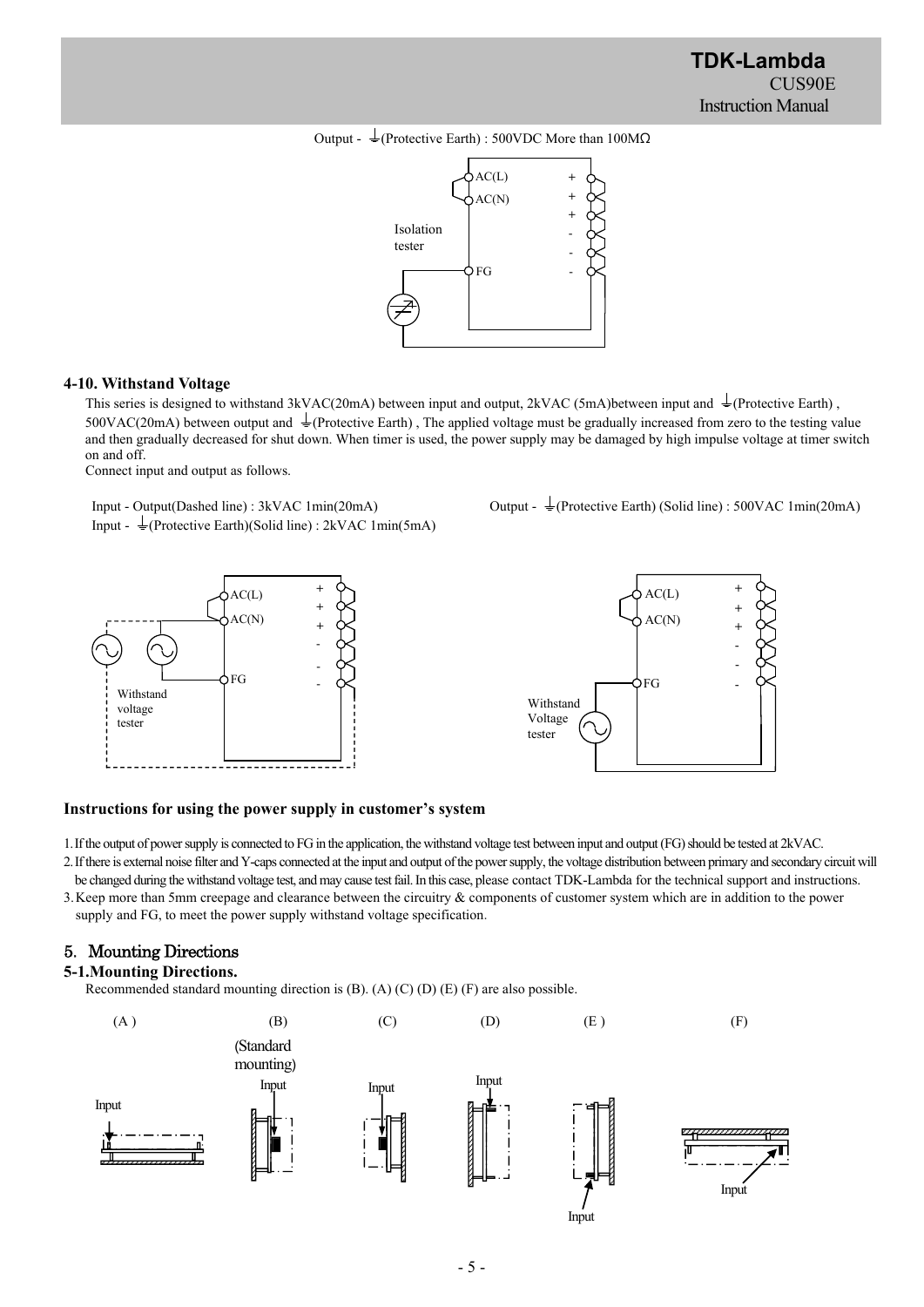Output - ⏚(Protective Earth) : 500VDC More than 100MΩ

#### 4-10. Withstand Voltage

This series is designed to withstand 3kVAC(20mA) between input and output, 2kVAC (5mA)between input and ⏚(Protective Earth) , 500VAC(20mA) between output and ⏚(Protective Earth) , The applied voltage must be gradually increased from zero to the testing value and then gradually decreased for shut down. When timer is used, the power supply may be damaged by high impulse voltage at timer switch on and off.

Connect input and output as follows.

Input - Output(Dashed line) : 3kVAC 1min(20mA)

Input - ⏚(Protective Earth)(Solid line) : 2kVAC 1min(5mA)

Output - ⏚(Protective Earth) (Solid line) : 500VAC 1min(20mA)

#### Instructions for using the power supply in customer's system

1. If the output of power supply is connected to FG in the application, the withstand voltage test between input and output (FG) should be tested at 2kVAC.
2. If there is external noise filter and Y-caps connected at the input and output of the power supply, the voltage distribution between primary and secondary circuit will be changed during the withstand voltage test, and may cause test fail. In this case, please contact TDK-Lambda for the technical support and instructions.
3. Keep more than 5mm creepage and clearance between the circuitry & components of customer system which are in addition to the power supply and FG, to meet the power supply withstand voltage specification.

## 5. Mounting Directions

#### 5-1.Mounting Directions.

Recommended standard mounting direction is (B). (A) (C) (D) (E) (F) are also possible.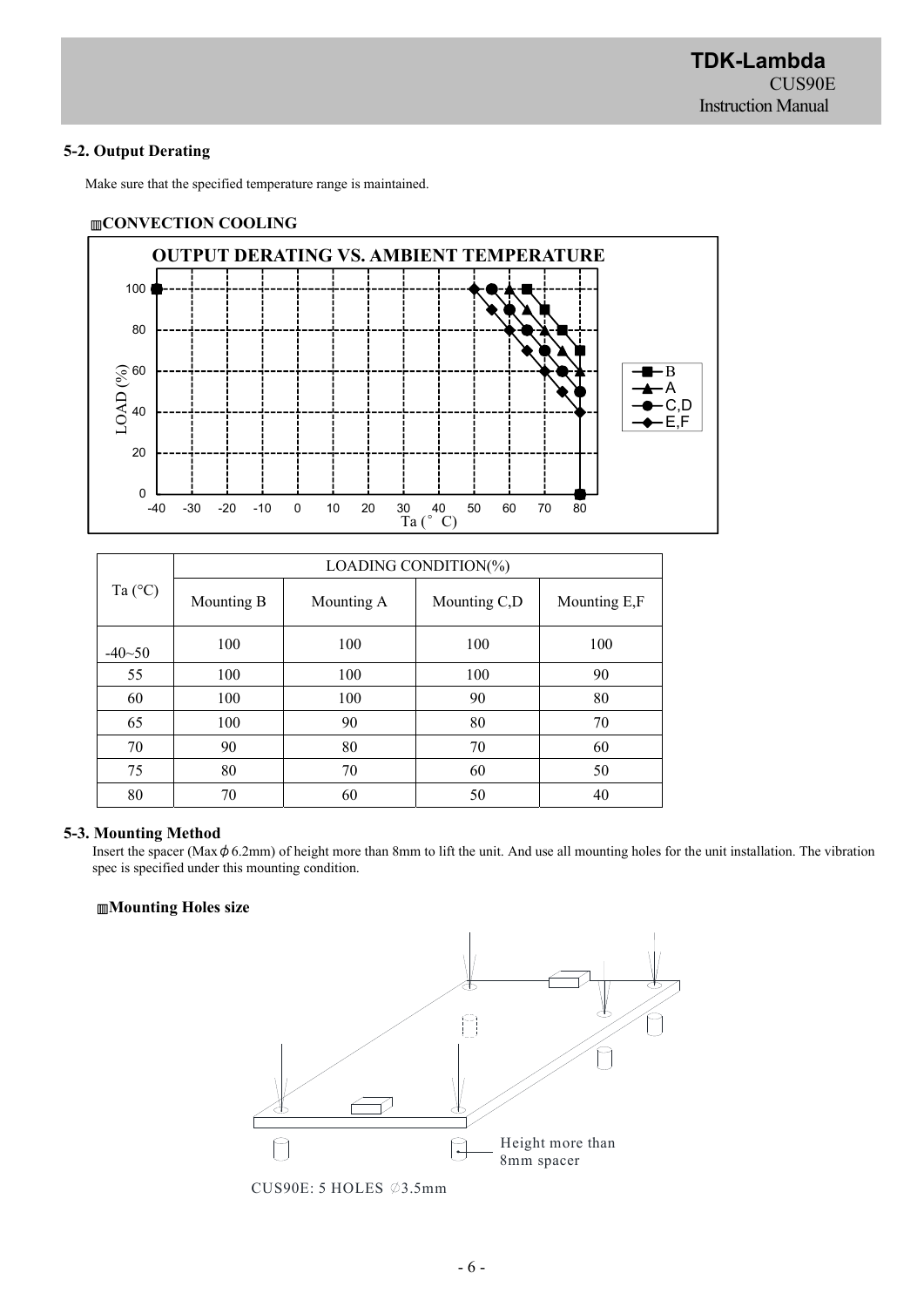### 5-2. Output Derating

Make sure that the specified temperature range is maintained.

**CONVECTION COOLING**

**OUTPUT DERATING VS. AMBIENT TEMPERATURE**

<table>
<tr><th rowspan="2">Ta (°C)</th><th colspan="4">LOADING CONDITION(%)</th></tr>
<tr><th>Mounting B</th><th>Mounting A</th><th>Mounting C,D</th><th>Mounting E,F</th></tr>
<tr><td>-40~50</td><td>100</td><td>100</td><td>100</td><td>100</td></tr>
<tr><td>55</td><td>100</td><td>100</td><td>100</td><td>90</td></tr>
<tr><td>60</td><td>100</td><td>100</td><td>90</td><td>80</td></tr>
<tr><td>65</td><td>100</td><td>90</td><td>80</td><td>70</td></tr>
<tr><td>70</td><td>90</td><td>80</td><td>70</td><td>60</td></tr>
<tr><td>75</td><td>80</td><td>70</td><td>60</td><td>50</td></tr>
<tr><td>80</td><td>70</td><td>60</td><td>50</td><td>40</td></tr>
</table>

### 5-3. Mounting Method

Insert the spacer (Max ϕ 6.2mm) of height more than 8mm to lift the unit. And use all mounting holes for the unit installation. The vibration spec is specified under this mounting condition.

**Mounting Holes size**

Height more than 8mm spacer

CUS90E: 5 HOLES ∅3.5mm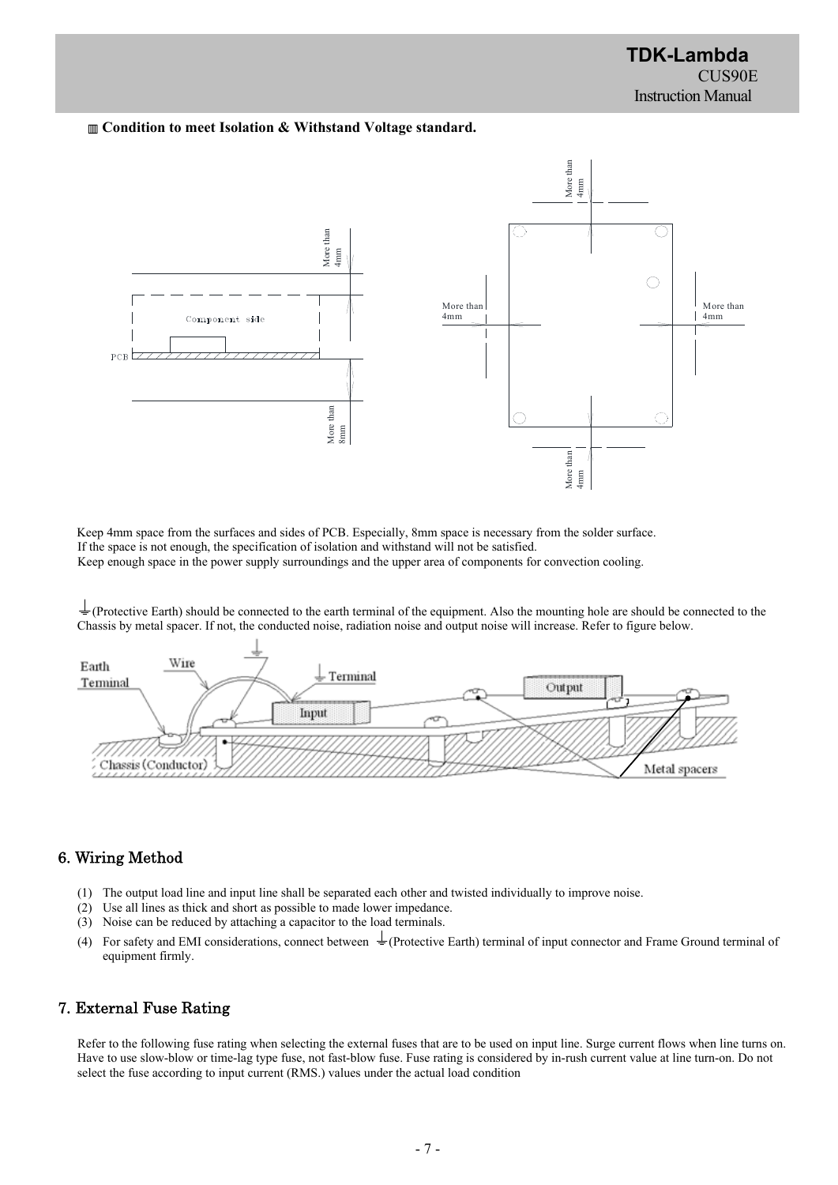### Ⅲ Condition to meet Isolation & Withstand Voltage standard.

Keep 4mm space from the surfaces and sides of PCB. Especially, 8mm space is necessary from the solder surface.
If the space is not enough, the specification of isolation and withstand will not be satisfied.
Keep enough space in the power supply surroundings and the upper area of components for convection cooling.

⏚(Protective Earth) should be connected to the earth terminal of the equipment. Also the mounting hole are should be connected to the Chassis by metal spacer. If not, the conducted noise, radiation noise and output noise will increase. Refer to figure below.

## 6. Wiring Method

(1) The output load line and input line shall be separated each other and twisted individually to improve noise.
(2) Use all lines as thick and short as possible to made lower impedance.
(3) Noise can be reduced by attaching a capacitor to the load terminals.
(4) For safety and EMI considerations, connect between ⏚(Protective Earth) terminal of input connector and Frame Ground terminal of equipment firmly.

## 7. External Fuse Rating

Refer to the following fuse rating when selecting the external fuses that are to be used on input line. Surge current flows when line turns on. Have to use slow-blow or time-lag type fuse, not fast-blow fuse. Fuse rating is considered by in-rush current value at line turn-on. Do not select the fuse according to input current (RMS.) values under the actual load condition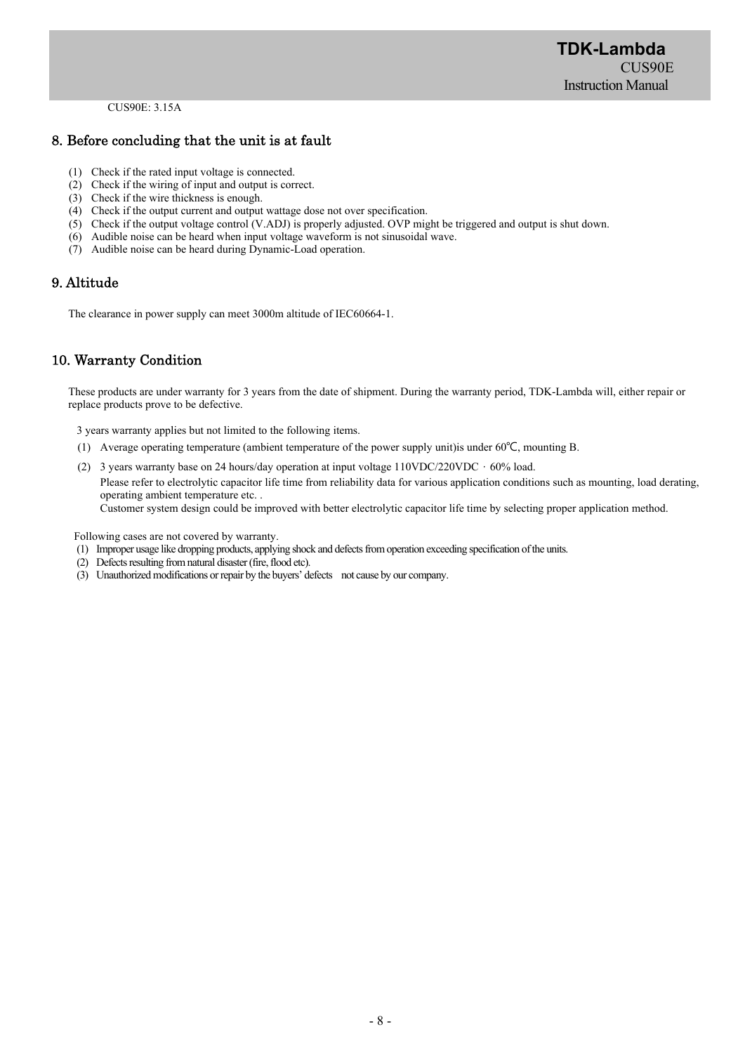CUS90E: 3.15A

## 8. Before concluding that the unit is at fault

(1) Check if the rated input voltage is connected.
(2) Check if the wiring of input and output is correct.
(3) Check if the wire thickness is enough.
(4) Check if the output current and output wattage dose not over specification.
(5) Check if the output voltage control (V.ADJ) is properly adjusted. OVP might be triggered and output is shut down.
(6) Audible noise can be heard when input voltage waveform is not sinusoidal wave.
(7) Audible noise can be heard during Dynamic-Load operation.

## 9. Altitude

The clearance in power supply can meet 3000m altitude of IEC60664-1.

## 10. Warranty Condition

These products are under warranty for 3 years from the date of shipment. During the warranty period, TDK-Lambda will, either repair or replace products prove to be defective.

3 years warranty applies but not limited to the following items.

(1) Average operating temperature (ambient temperature of the power supply unit)is under 60℃, mounting B.
(2) 3 years warranty base on 24 hours/day operation at input voltage 110VDC/220VDC ・60% load.
Please refer to electrolytic capacitor life time from reliability data for various application conditions such as mounting, load derating, operating ambient temperature etc. .
Customer system design could be improved with better electrolytic capacitor life time by selecting proper application method.

Following cases are not covered by warranty.

(1) Improper usage like dropping products, applying shock and defects from operation exceeding specification of the units.
(2) Defects resulting from natural disaster (fire, flood etc).
(3) Unauthorized modifications or repair by the buyers' defects not cause by our company.